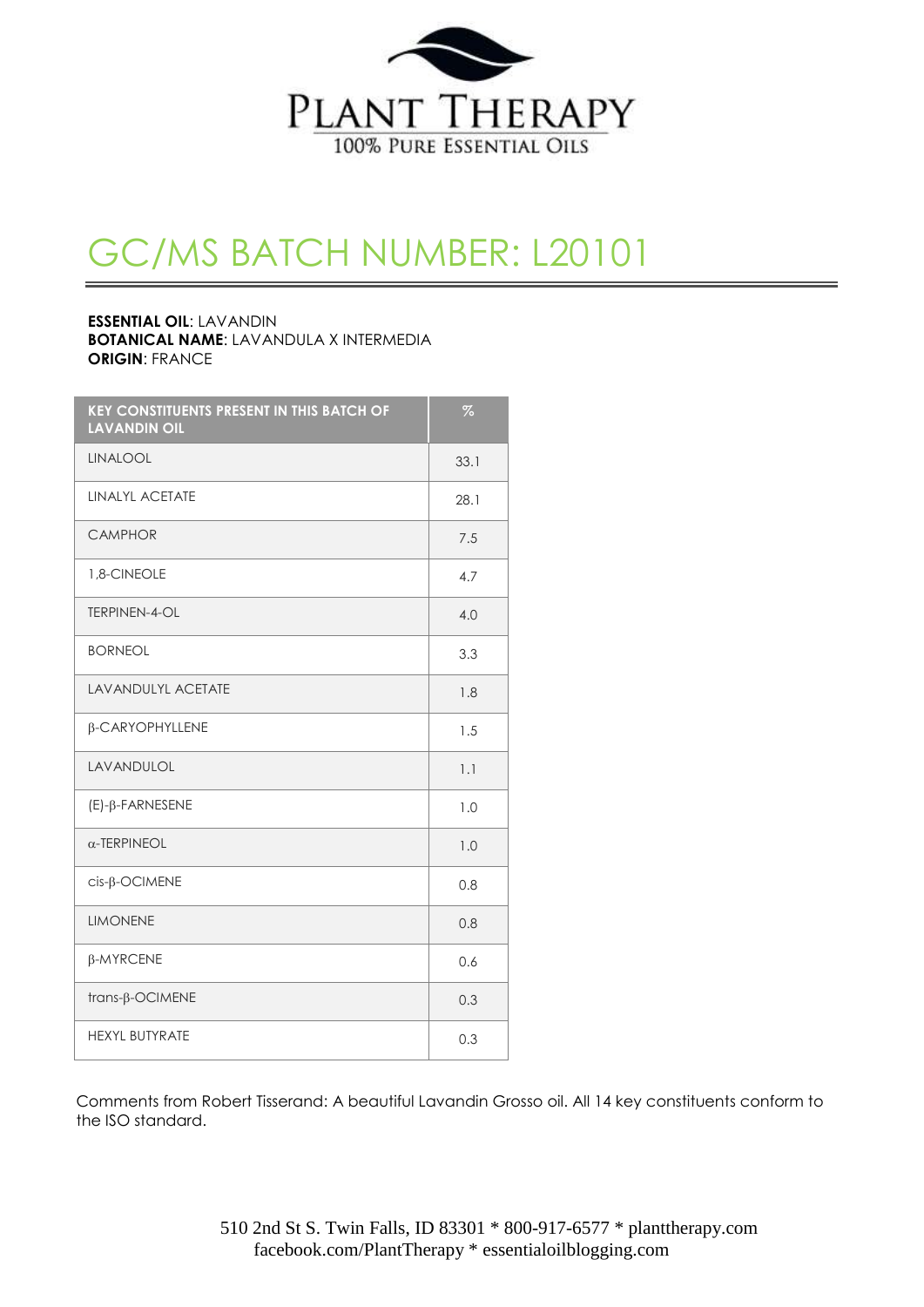# PLANT THERAPY

100% PURE ESSENTIAL OILS

## GC/MS BATCH NUMBER: L20101

**ESSENTIAL OIL**: LAVANDIN
**BOTANICAL NAME**: LAVANDULA X INTERMEDIA
**ORIGIN**: FRANCE

| KEY CONSTITUENTS PRESENT IN THIS BATCH OF LAVANDIN OIL | % |
|---|---|
| LINALOOL | 33.1 |
| LINALYL ACETATE | 28.1 |
| CAMPHOR | 7.5 |
| 1,8-CINEOLE | 4.7 |
| TERPINEN-4-OL | 4.0 |
| BORNEOL | 3.3 |
| LAVANDULYL ACETATE | 1.8 |
| β-CARYOPHYLLENE | 1.5 |
| LAVANDULOL | 1.1 |
| (E)-β-FARNESENE | 1.0 |
| α-TERPINEOL | 1.0 |
| cis-β-OCIMENE | 0.8 |
| LIMONENE | 0.8 |
| β-MYRCENE | 0.6 |
| trans-β-OCIMENE | 0.3 |
| HEXYL BUTYRATE | 0.3 |

Comments from Robert Tisserand: A beautiful Lavandin Grosso oil. All 14 key constituents conform to the ISO standard.

510 2nd St S. Twin Falls, ID 83301 * 800-917-6577 * planttherapy.com
facebook.com/PlantTherapy * essentialoilblogging.com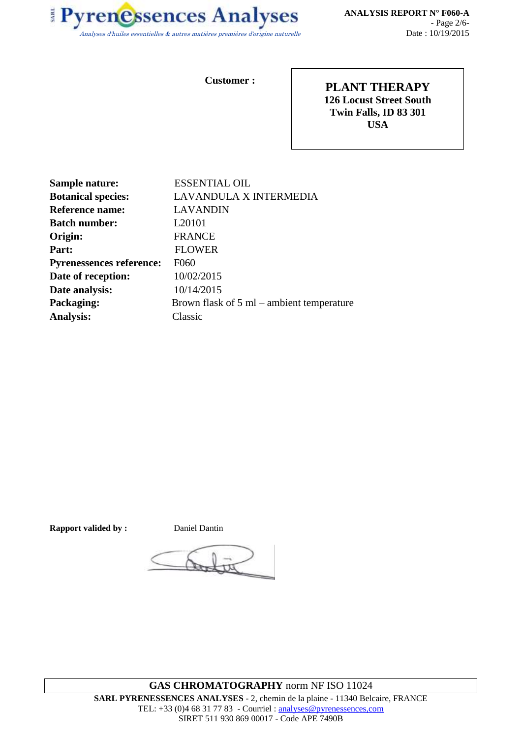**Customer :**

**PLANT THERAPY**
**126 Locust Street South**
**Twin Falls, ID 83 301**
**USA**

| | |
|---|---|
| **Sample nature:** | ESSENTIAL OIL |
| **Botanical species:** | LAVANDULA X INTERMEDIA |
| **Reference name:** | LAVANDIN |
| **Batch number:** | L20101 |
| **Origin:** | FRANCE |
| **Part:** | FLOWER |
| **Pyrenessences reference:** | F060 |
| **Date of reception:** | 10/02/2015 |
| **Date analysis:** | 10/14/2015 |
| **Packaging:** | Brown flask of 5 ml – ambient temperature |
| **Analysis:** | Classic |

**Rapport valided by :** Daniel Dantin

**GAS CHROMATOGRAPHY** norm NF ISO 11024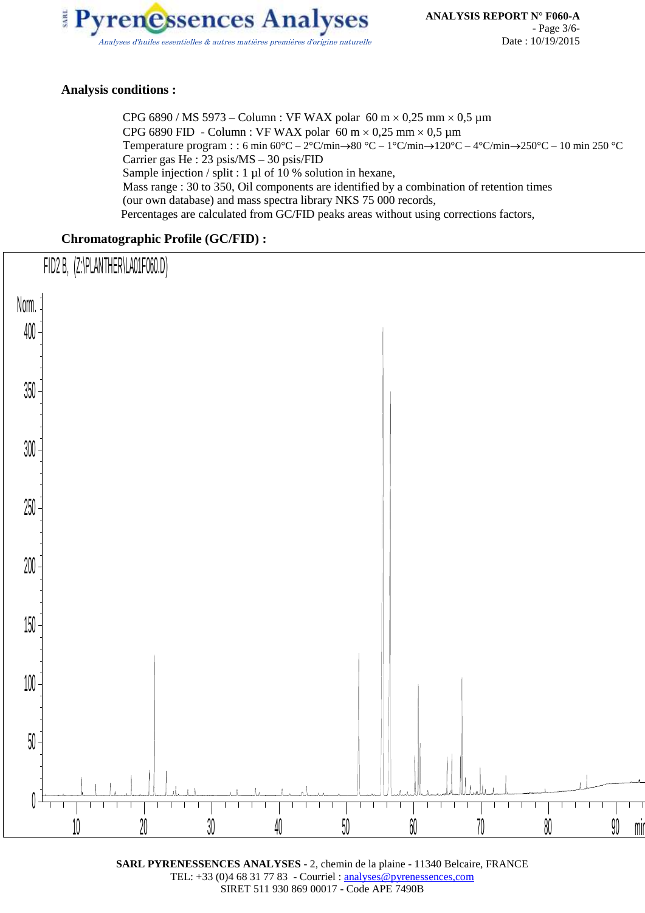**Analysis conditions :**

CPG 6890 / MS 5973 – Column : VF WAX polar 60 m × 0,25 mm × 0,5 µm
CPG 6890 FID - Column : VF WAX polar 60 m × 0,25 mm × 0,5 µm
Temperature program : : 6 min 60°C – 2°C/min→80 °C – 1°C/min→120°C – 4°C/min→250°C – 10 min 250 °C
Carrier gas He : 23 psis/MS – 30 psis/FID
Sample injection / split : 1 µl of 10 % solution in hexane,
Mass range : 30 to 350, Oil components are identified by a combination of retention times (our own database) and mass spectra library NKS 75 000 records,
Percentages are calculated from GC/FID peaks areas without using corrections factors,

**Chromatographic Profile (GC/FID) :**

FID2 B, (Z:\PLANTHER\LA01F060.D)

SARL PYRENESSENCES ANALYSES - 2, chemin de la plaine - 11340 Belcaire, FRANCE
TEL: +33 (0)4 68 31 77 83 - Courriel : analyses@pyrenessences.com
SIRET 511 930 869 00017 - Code APE 7490B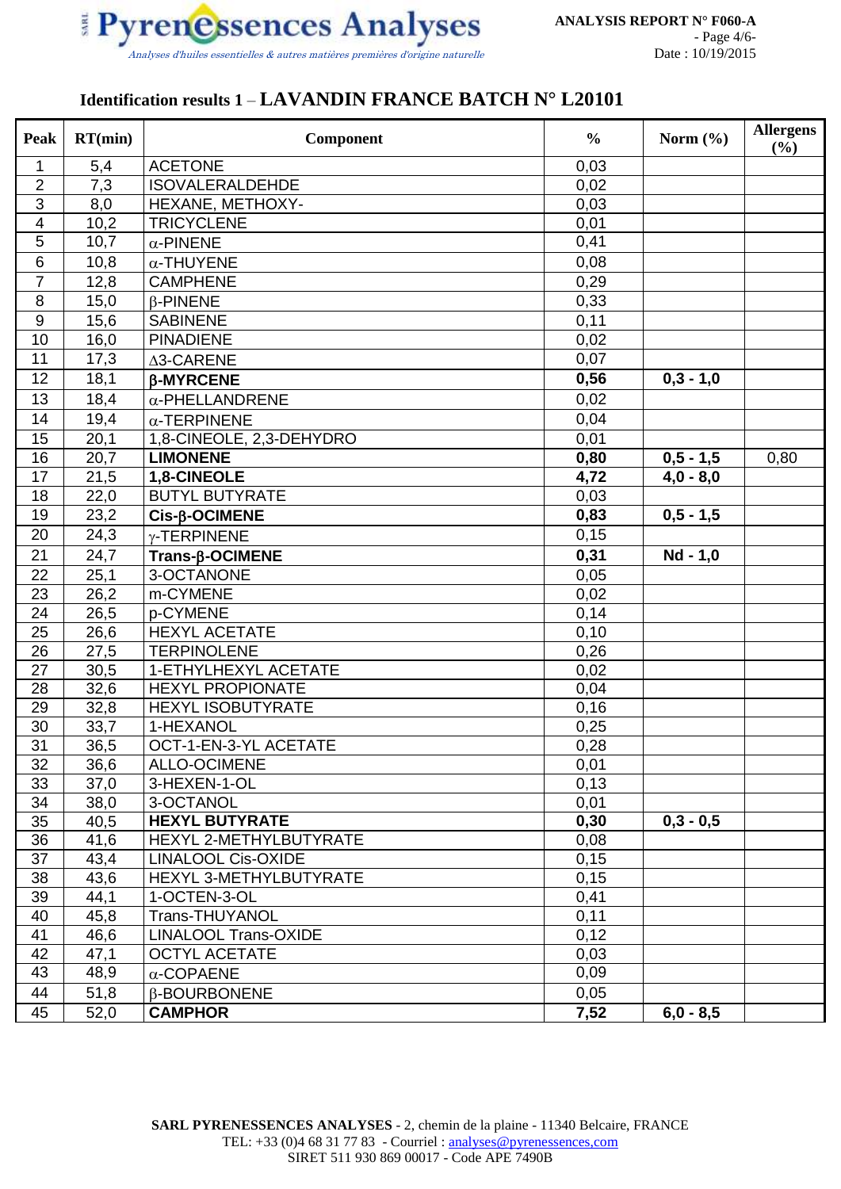### Identification results 1 – LAVANDIN FRANCE BATCH N° L20101

| Peak | RT(min) | Component | % | Norm (%) | Allergens (%) |
|---|---|---|---|---|---|
| 1 | 5,4 | ACETONE | 0,03 | | |
| 2 | 7,3 | ISOVALERALDEHDE | 0,02 | | |
| 3 | 8,0 | HEXANE, METHOXY- | 0,03 | | |
| 4 | 10,2 | TRICYCLENE | 0,01 | | |
| 5 | 10,7 | α-PINENE | 0,41 | | |
| 6 | 10,8 | α-THUYENE | 0,08 | | |
| 7 | 12,8 | CAMPHENE | 0,29 | | |
| 8 | 15,0 | β-PINENE | 0,33 | | |
| 9 | 15,6 | SABINENE | 0,11 | | |
| 10 | 16,0 | PINADIENE | 0,02 | | |
| 11 | 17,3 | Δ3-CARENE | 0,07 | | |
| 12 | 18,1 | **β-MYRCENE** | **0,56** | **0,3 - 1,0** | |
| 13 | 18,4 | α-PHELLANDRENE | 0,02 | | |
| 14 | 19,4 | α-TERPINENE | 0,04 | | |
| 15 | 20,1 | 1,8-CINEOLE, 2,3-DEHYDRO | 0,01 | | |
| 16 | 20,7 | **LIMONENE** | **0,80** | **0,5 - 1,5** | 0,80 |
| 17 | 21,5 | **1,8-CINEOLE** | **4,72** | **4,0 - 8,0** | |
| 18 | 22,0 | BUTYL BUTYRATE | 0,03 | | |
| 19 | 23,2 | **Cis-β-OCIMENE** | **0,83** | **0,5 - 1,5** | |
| 20 | 24,3 | γ-TERPINENE | 0,15 | | |
| 21 | 24,7 | **Trans-β-OCIMENE** | **0,31** | **Nd - 1,0** | |
| 22 | 25,1 | 3-OCTANONE | 0,05 | | |
| 23 | 26,2 | m-CYMENE | 0,02 | | |
| 24 | 26,5 | p-CYMENE | 0,14 | | |
| 25 | 26,6 | HEXYL ACETATE | 0,10 | | |
| 26 | 27,5 | TERPINOLENE | 0,26 | | |
| 27 | 30,5 | 1-ETHYLHEXYL ACETATE | 0,02 | | |
| 28 | 32,6 | HEXYL PROPIONATE | 0,04 | | |
| 29 | 32,8 | HEXYL ISOBUTYRATE | 0,16 | | |
| 30 | 33,7 | 1-HEXANOL | 0,25 | | |
| 31 | 36,5 | OCT-1-EN-3-YL ACETATE | 0,28 | | |
| 32 | 36,6 | ALLO-OCIMENE | 0,01 | | |
| 33 | 37,0 | 3-HEXEN-1-OL | 0,13 | | |
| 34 | 38,0 | 3-OCTANOL | 0,01 | | |
| 35 | 40,5 | **HEXYL BUTYRATE** | **0,30** | **0,3 - 0,5** | |
| 36 | 41,6 | HEXYL 2-METHYLBUTYRATE | 0,08 | | |
| 37 | 43,4 | LINALOOL Cis-OXIDE | 0,15 | | |
| 38 | 43,6 | HEXYL 3-METHYLBUTYRATE | 0,15 | | |
| 39 | 44,1 | 1-OCTEN-3-OL | 0,41 | | |
| 40 | 45,8 | Trans-THUYANOL | 0,11 | | |
| 41 | 46,6 | LINALOOL Trans-OXIDE | 0,12 | | |
| 42 | 47,1 | OCTYL ACETATE | 0,03 | | |
| 43 | 48,9 | α-COPAENE | 0,09 | | |
| 44 | 51,8 | β-BOURBONENE | 0,05 | | |
| 45 | 52,0 | **CAMPHOR** | **7,52** | **6,0 - 8,5** | |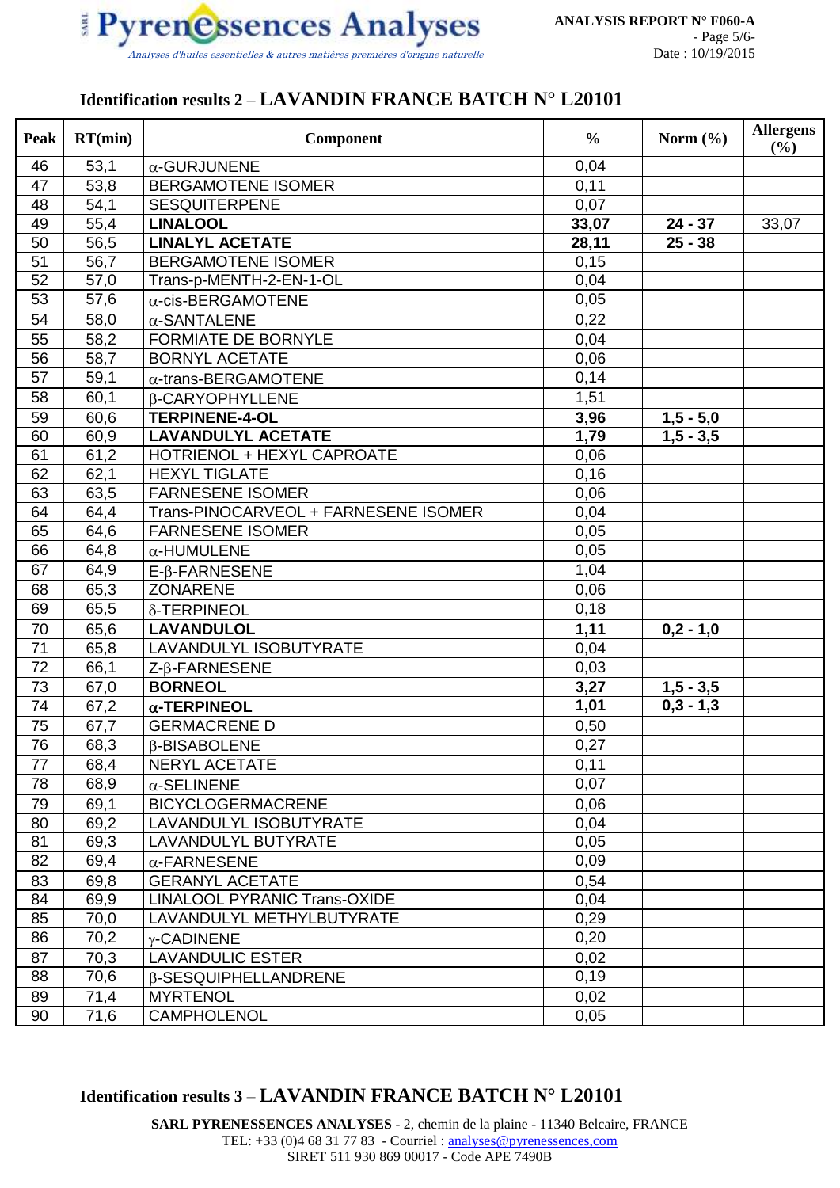## Identification results 2 – LAVANDIN FRANCE BATCH N° L20101

| Peak | RT(min) | Component | % | Norm (%) | Allergens (%) |
|---|---|---|---|---|---|
| 46 | 53,1 | α-GURJUNENE | 0,04 | | |
| 47 | 53,8 | BERGAMOTENE ISOMER | 0,11 | | |
| 48 | 54,1 | SESQUITERPENE | 0,07 | | |
| 49 | 55,4 | **LINALOOL** | **33,07** | **24 - 37** | 33,07 |
| 50 | 56,5 | **LINALYL ACETATE** | **28,11** | **25 - 38** | |
| 51 | 56,7 | BERGAMOTENE ISOMER | 0,15 | | |
| 52 | 57,0 | Trans-p-MENTH-2-EN-1-OL | 0,04 | | |
| 53 | 57,6 | α-cis-BERGAMOTENE | 0,05 | | |
| 54 | 58,0 | α-SANTALENE | 0,22 | | |
| 55 | 58,2 | FORMIATE DE BORNYLE | 0,04 | | |
| 56 | 58,7 | BORNYL ACETATE | 0,06 | | |
| 57 | 59,1 | α-trans-BERGAMOTENE | 0,14 | | |
| 58 | 60,1 | β-CARYOPHYLLENE | 1,51 | | |
| 59 | 60,6 | **TERPINENE-4-OL** | **3,96** | **1,5 - 5,0** | |
| 60 | 60,9 | **LAVANDULYL ACETATE** | **1,79** | **1,5 - 3,5** | |
| 61 | 61,2 | HOTRIENOL + HEXYL CAPROATE | 0,06 | | |
| 62 | 62,1 | HEXYL TIGLATE | 0,16 | | |
| 63 | 63,5 | FARNESENE ISOMER | 0,06 | | |
| 64 | 64,4 | Trans-PINOCARVEOL + FARNESENE ISOMER | 0,04 | | |
| 65 | 64,6 | FARNESENE ISOMER | 0,05 | | |
| 66 | 64,8 | α-HUMULENE | 0,05 | | |
| 67 | 64,9 | E-β-FARNESENE | 1,04 | | |
| 68 | 65,3 | ZONARENE | 0,06 | | |
| 69 | 65,5 | δ-TERPINEOL | 0,18 | | |
| 70 | 65,6 | **LAVANDULOL** | **1,11** | **0,2 - 1,0** | |
| 71 | 65,8 | LAVANDULYL ISOBUTYRATE | 0,04 | | |
| 72 | 66,1 | Z-β-FARNESENE | 0,03 | | |
| 73 | 67,0 | **BORNEOL** | **3,27** | **1,5 - 3,5** | |
| 74 | 67,2 | **α-TERPINEOL** | **1,01** | **0,3 - 1,3** | |
| 75 | 67,7 | GERMACRENE D | 0,50 | | |
| 76 | 68,3 | β-BISABOLENE | 0,27 | | |
| 77 | 68,4 | NERYL ACETATE | 0,11 | | |
| 78 | 68,9 | α-SELINENE | 0,07 | | |
| 79 | 69,1 | BICYCLOGERMACRENE | 0,06 | | |
| 80 | 69,2 | LAVANDULYL ISOBUTYRATE | 0,04 | | |
| 81 | 69,3 | LAVANDULYL BUTYRATE | 0,05 | | |
| 82 | 69,4 | α-FARNESENE | 0,09 | | |
| 83 | 69,8 | GERANYL ACETATE | 0,54 | | |
| 84 | 69,9 | LINALOOL PYRANIC Trans-OXIDE | 0,04 | | |
| 85 | 70,0 | LAVANDULYL METHYLBUTYRATE | 0,29 | | |
| 86 | 70,2 | γ-CADINENE | 0,20 | | |
| 87 | 70,3 | LAVANDULIC ESTER | 0,02 | | |
| 88 | 70,6 | β-SESQUIPHELLANDRENE | 0,19 | | |
| 89 | 71,4 | MYRTENOL | 0,02 | | |
| 90 | 71,6 | CAMPHOLENOL | 0,05 | | |

## Identification results 3 – LAVANDIN FRANCE BATCH N° L20101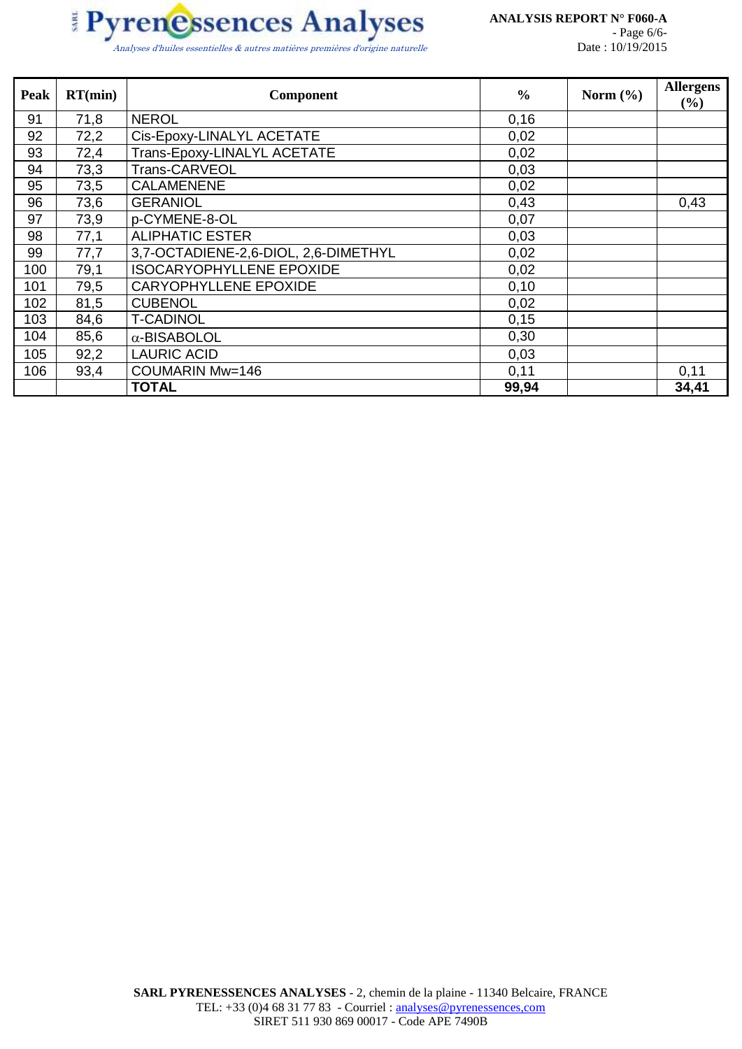| Peak | RT(min) | Component | % | Norm (%) | Allergens (%) |
|---|---|---|---|---|---|
| 91 | 71,8 | NEROL | 0,16 | | |
| 92 | 72,2 | Cis-Epoxy-LINALYL ACETATE | 0,02 | | |
| 93 | 72,4 | Trans-Epoxy-LINALYL ACETATE | 0,02 | | |
| 94 | 73,3 | Trans-CARVEOL | 0,03 | | |
| 95 | 73,5 | CALAMENENE | 0,02 | | |
| 96 | 73,6 | GERANIOL | 0,43 | | 0,43 |
| 97 | 73,9 | p-CYMENE-8-OL | 0,07 | | |
| 98 | 77,1 | ALIPHATIC ESTER | 0,03 | | |
| 99 | 77,7 | 3,7-OCTADIENE-2,6-DIOL, 2,6-DIMETHYL | 0,02 | | |
| 100 | 79,1 | ISOCARYOPHYLLENE EPOXIDE | 0,02 | | |
| 101 | 79,5 | CARYOPHYLLENE EPOXIDE | 0,10 | | |
| 102 | 81,5 | CUBENOL | 0,02 | | |
| 103 | 84,6 | T-CADINOL | 0,15 | | |
| 104 | 85,6 | $\alpha$-BISABOLOL | 0,30 | | |
| 105 | 92,2 | LAURIC ACID | 0,03 | | |
| 106 | 93,4 | COUMARIN Mw=146 | 0,11 | | 0,11 |
| | | **TOTAL** | **99,94** | | **34,41** |